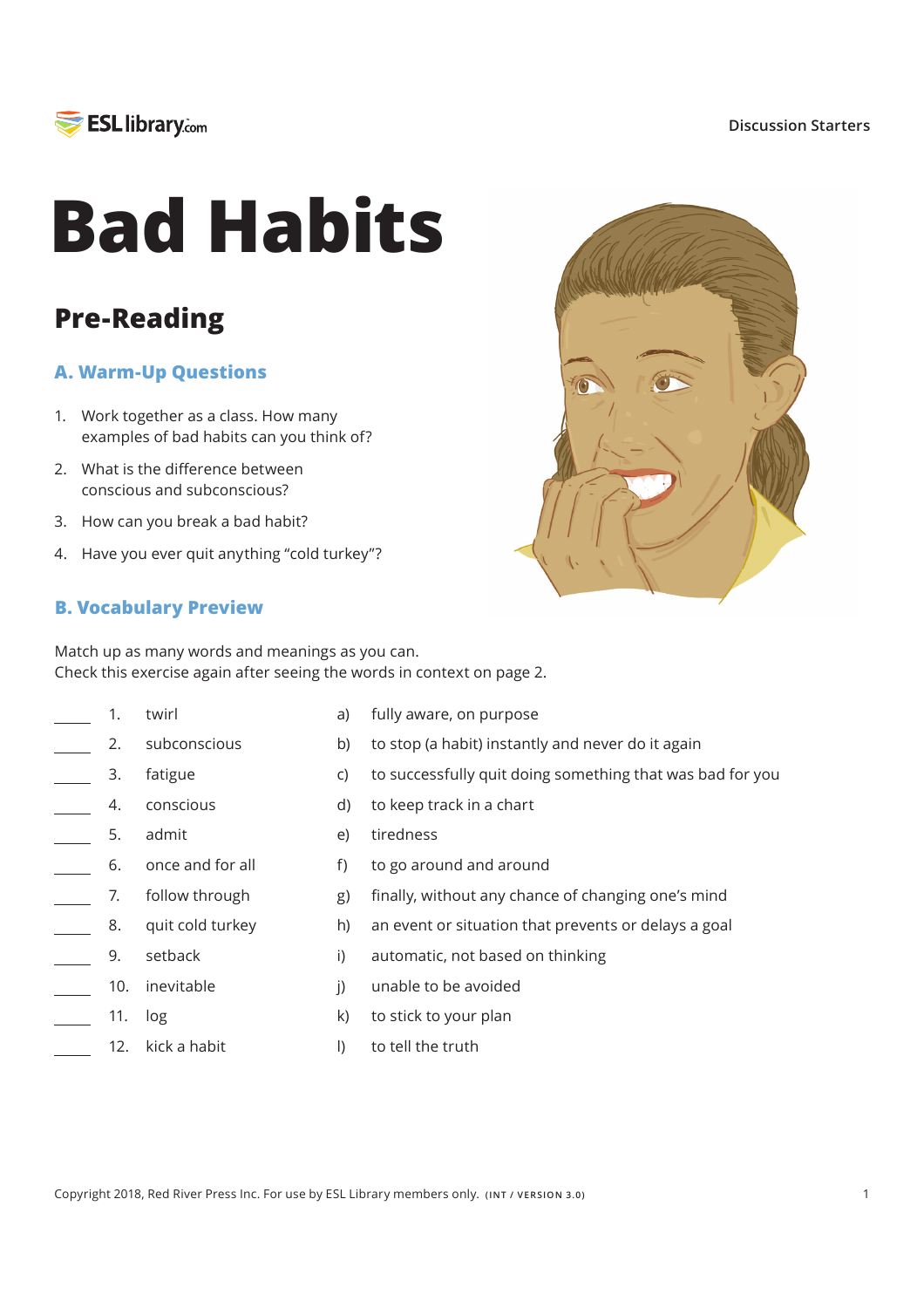# Bad Habits

## Pre-Reading

### A. Warm-Up Questions

1. Work together as a class. How many examples of bad habits can you think of?
2. What is the difference between conscious and subconscious?
3. How can you break a bad habit?
4. Have you ever quit anything "cold turkey"?

### B. Vocabulary Preview

Match up as many words and meanings as you can.
Check this exercise again after seeing the words in context on page 2.

| | | | | |
|---|---|---|---|---|
| _____ | 1. | twirl | a) | fully aware, on purpose |
| _____ | 2. | subconscious | b) | to stop (a habit) instantly and never do it again |
| _____ | 3. | fatigue | c) | to successfully quit doing something that was bad for you |
| _____ | 4. | conscious | d) | to keep track in a chart |
| _____ | 5. | admit | e) | tiredness |
| _____ | 6. | once and for all | f) | to go around and around |
| _____ | 7. | follow through | g) | finally, without any chance of changing one's mind |
| _____ | 8. | quit cold turkey | h) | an event or situation that prevents or delays a goal |
| _____ | 9. | setback | i) | automatic, not based on thinking |
| _____ | 10. | inevitable | j) | unable to be avoided |
| _____ | 11. | log | k) | to stick to your plan |
| _____ | 12. | kick a habit | l) | to tell the truth |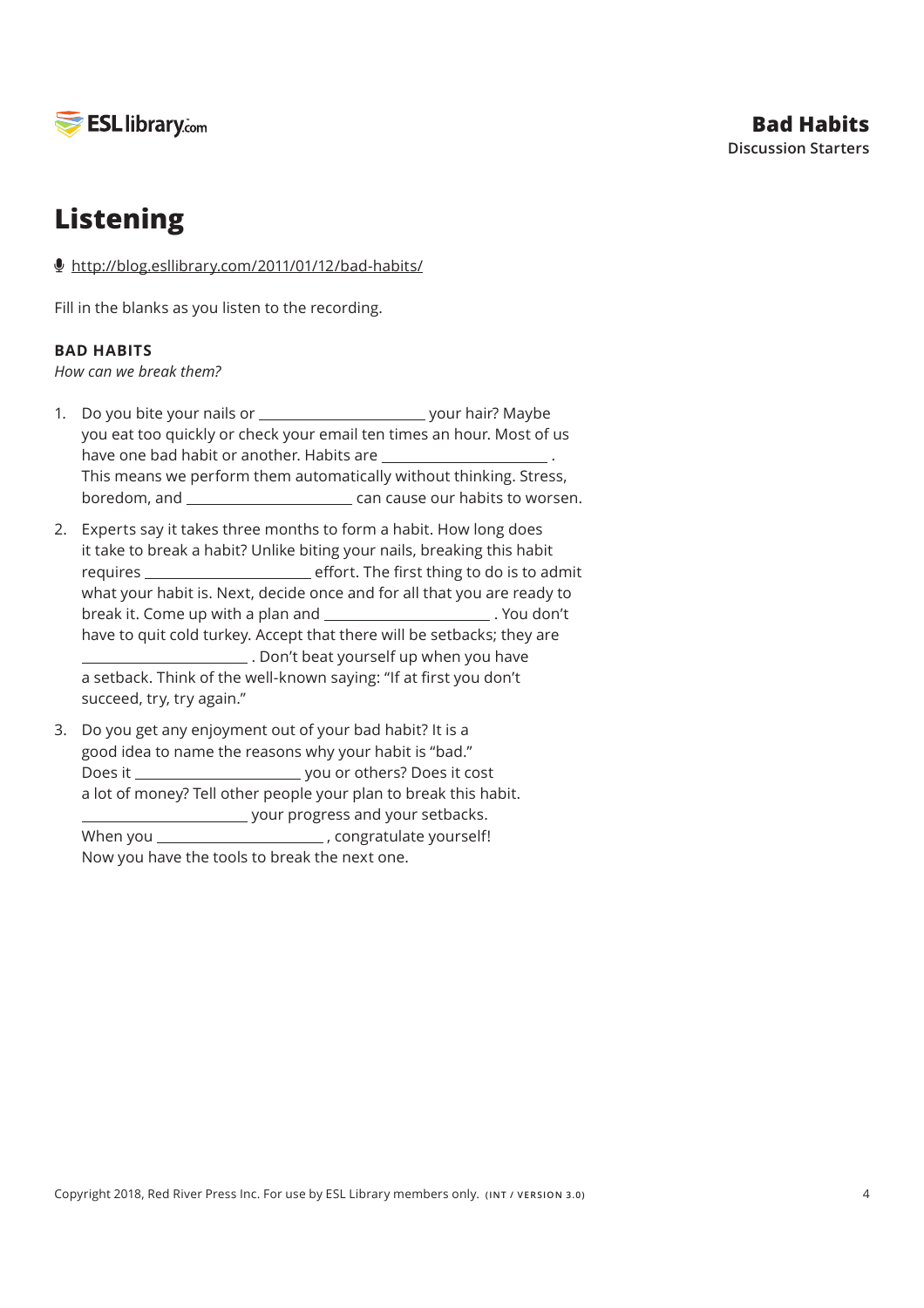# Listening

🎙 http://blog.esllibrary.com/2011/01/12/bad-habits/

Fill in the blanks as you listen to the recording.

**BAD HABITS**

*How can we break them?*

1. Do you bite your nails or ____________________ your hair? Maybe you eat too quickly or check your email ten times an hour. Most of us have one bad habit or another. Habits are ____________________ . This means we perform them automatically without thinking. Stress, boredom, and ____________________ can cause our habits to worsen.

2. Experts say it takes three months to form a habit. How long does it take to break a habit? Unlike biting your nails, breaking this habit requires ____________________ effort. The first thing to do is to admit what your habit is. Next, decide once and for all that you are ready to break it. Come up with a plan and ____________________ . You don't have to quit cold turkey. Accept that there will be setbacks; they are ____________________ . Don't beat yourself up when you have a setback. Think of the well-known saying: "If at first you don't succeed, try, try again."

3. Do you get any enjoyment out of your bad habit? It is a good idea to name the reasons why your habit is "bad." Does it ____________________ you or others? Does it cost a lot of money? Tell other people your plan to break this habit. ____________________ your progress and your setbacks. When you ____________________ , congratulate yourself! Now you have the tools to break the next one.